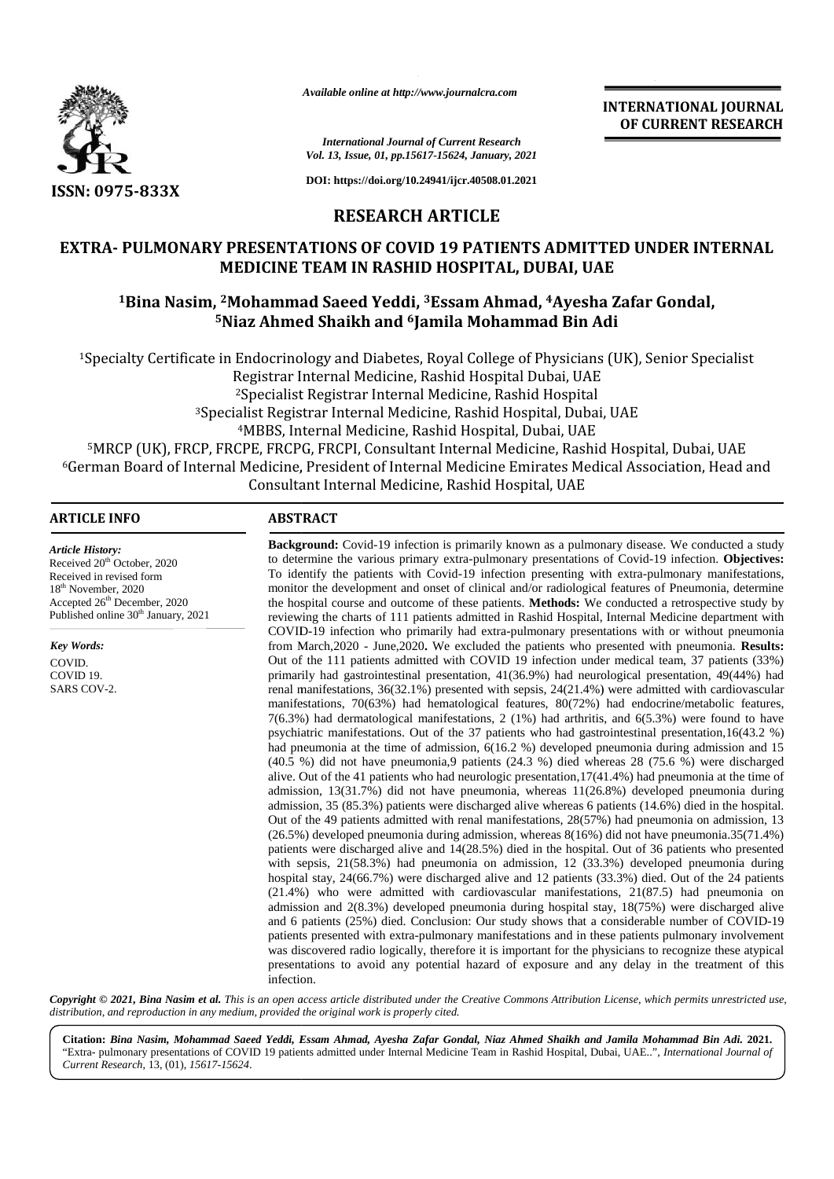ISSN: 0975-833X

*Available online at http://www.journalcra.com*

*International Journal of Current Research*
*Vol. 13, Issue, 01, pp.15617-15624, January, 2021*

**DOI: https://doi.org/10.24941/ijcr.40508.01.2021**

**INTERNATIONAL JOURNAL OF CURRENT RESEARCH**

## RESEARCH ARTICLE

# EXTRA- PULMONARY PRESENTATIONS OF COVID 19 PATIENTS ADMITTED UNDER INTERNAL MEDICINE TEAM IN RASHID HOSPITAL, DUBAI, UAE

**[1]Bina Nasim, [2]Mohammad Saeed Yeddi, [3]Essam Ahmad, [4]Ayesha Zafar Gondal, [5]Niaz Ahmed Shaikh and [6]Jamila Mohammad Bin Adi**

[1]Specialty Certificate in Endocrinology and Diabetes, Royal College of Physicians (UK), Senior Specialist Registrar Internal Medicine, Rashid Hospital Dubai, UAE
[2]Specialist Registrar Internal Medicine, Rashid Hospital
[3]Specialist Registrar Internal Medicine, Rashid Hospital, Dubai, UAE
[4]MBBS, Internal Medicine, Rashid Hospital, Dubai, UAE
[5]MRCP (UK), FRCP, FRCPE, FRCPG, FRCPI, Consultant Internal Medicine, Rashid Hospital, Dubai, UAE
[6]German Board of Internal Medicine, President of Internal Medicine Emirates Medical Association, Head and Consultant Internal Medicine, Rashid Hospital, UAE

### ARTICLE INFO

***Article History:***
Received 20th October, 2020
Received in revised form
18th November, 2020
Accepted 26th December, 2020
Published online 30th January, 2021

***Key Words:***
COVID.
COVID 19.
SARS COV-2.

### ABSTRACT

**Background:** Covid-19 infection is primarily known as a pulmonary disease. We conducted a study to determine the various primary extra-pulmonary presentations of Covid-19 infection. **Objectives:** To identify the patients with Covid-19 infection presenting with extra-pulmonary manifestations, monitor the development and onset of clinical and/or radiological features of Pneumonia, determine the hospital course and outcome of these patients. **Methods:** We conducted a retrospective study by reviewing the charts of 111 patients admitted in Rashid Hospital, Internal Medicine department with COVID-19 infection who primarily had extra-pulmonary presentations with or without pneumonia from March,2020 - June,2020**.** We excluded the patients who presented with pneumonia. **Results:** Out of the 111 patients admitted with COVID 19 infection under medical team, 37 patients (33%) primarily had gastrointestinal presentation, 41(36.9%) had neurological presentation, 49(44%) had renal manifestations, 36(32.1%) presented with sepsis, 24(21.4%) were admitted with cardiovascular manifestations, 70(63%) had hematological features, 80(72%) had endocrine/metabolic features, 7(6.3%) had dermatological manifestations, 2 (1%) had arthritis, and 6(5.3%) were found to have psychiatric manifestations. Out of the 37 patients who had gastrointestinal presentation,16(43.2 %) had pneumonia at the time of admission, 6(16.2 %) developed pneumonia during admission and 15 (40.5 %) did not have pneumonia,9 patients (24.3 %) died whereas 28 (75.6 %) were discharged alive. Out of the 41 patients who had neurologic presentation,17(41.4%) had pneumonia at the time of admission, 13(31.7%) did not have pneumonia, whereas 11(26.8%) developed pneumonia during admission, 35 (85.3%) patients were discharged alive whereas 6 patients (14.6%) died in the hospital. Out of the 49 patients admitted with renal manifestations, 28(57%) had pneumonia on admission, 13 (26.5%) developed pneumonia during admission, whereas 8(16%) did not have pneumonia.35(71.4%) patients were discharged alive and 14(28.5%) died in the hospital. Out of 36 patients who presented with sepsis, 21(58.3%) had pneumonia on admission, 12 (33.3%) developed pneumonia during hospital stay, 24(66.7%) were discharged alive and 12 patients (33.3%) died. Out of the 24 patients (21.4%) who were admitted with cardiovascular manifestations, 21(87.5) had pneumonia on admission and 2(8.3%) developed pneumonia during hospital stay, 18(75%) were discharged alive and 6 patients (25%) died. Conclusion: Our study shows that a considerable number of COVID-19 patients presented with extra-pulmonary manifestations and in these patients pulmonary involvement was discovered radio logically, therefore it is important for the physicians to recognize these atypical presentations to avoid any potential hazard of exposure and any delay in the treatment of this infection.

***Copyright © 2021, Bina Nasim et al.** This is an open access article distributed under the Creative Commons Attribution License, which permits unrestricted use, distribution, and reproduction in any medium, provided the original work is properly cited.*

**Citation:** ***Bina Nasim, Mohammad Saeed Yeddi, Essam Ahmad, Ayesha Zafar Gondal, Niaz Ahmed Shaikh and Jamila Mohammad Bin Adi.*** **2021.** "Extra- pulmonary presentations of COVID 19 patients admitted under Internal Medicine Team in Rashid Hospital, Dubai, UAE..", *International Journal of Current Research*, 13, (01), *15617-15624*.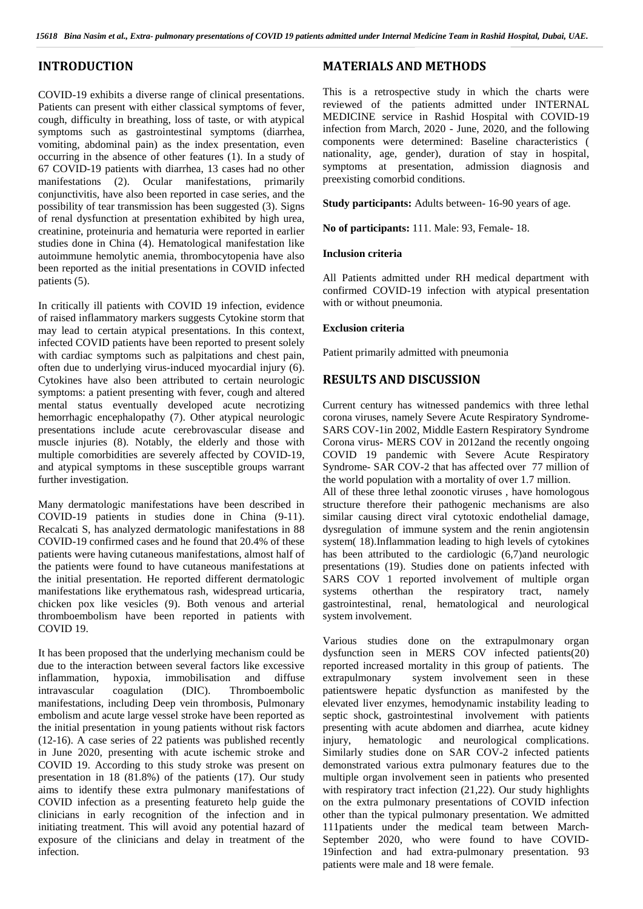## INTRODUCTION

COVID-19 exhibits a diverse range of clinical presentations. Patients can present with either classical symptoms of fever, cough, difficulty in breathing, loss of taste, or with atypical symptoms such as gastrointestinal symptoms (diarrhea, vomiting, abdominal pain) as the index presentation, even occurring in the absence of other features (1). In a study of 67 COVID-19 patients with diarrhea, 13 cases had no other manifestations (2). Ocular manifestations, primarily conjunctivitis, have also been reported in case series, and the possibility of tear transmission has been suggested (3). Signs of renal dysfunction at presentation exhibited by high urea, creatinine, proteinuria and hematuria were reported in earlier studies done in China (4). Hematological manifestation like autoimmune hemolytic anemia, thrombocytopenia have also been reported as the initial presentations in COVID infected patients (5).

In critically ill patients with COVID 19 infection, evidence of raised inflammatory markers suggests Cytokine storm that may lead to certain atypical presentations. In this context, infected COVID patients have been reported to present solely with cardiac symptoms such as palpitations and chest pain, often due to underlying virus-induced myocardial injury (6). Cytokines have also been attributed to certain neurologic symptoms: a patient presenting with fever, cough and altered mental status eventually developed acute necrotizing hemorrhagic encephalopathy (7). Other atypical neurologic presentations include acute cerebrovascular disease and muscle injuries (8). Notably, the elderly and those with multiple comorbidities are severely affected by COVID-19, and atypical symptoms in these susceptible groups warrant further investigation.

Many dermatologic manifestations have been described in COVID-19 patients in studies done in China (9-11). Recalcati S, has analyzed dermatologic manifestations in 88 COVID-19 confirmed cases and he found that 20.4% of these patients were having cutaneous manifestations, almost half of the patients were found to have cutaneous manifestations at the initial presentation. He reported different dermatologic manifestations like erythematous rash, widespread urticaria, chicken pox like vesicles (9). Both venous and arterial thromboembolism have been reported in patients with COVID 19.

It has been proposed that the underlying mechanism could be due to the interaction between several factors like excessive inflammation, hypoxia, immobilisation and diffuse intravascular coagulation (DIC). Thromboembolic manifestations, including Deep vein thrombosis, Pulmonary embolism and acute large vessel stroke have been reported as the initial presentation in young patients without risk factors (12-16). A case series of 22 patients was published recently in June 2020, presenting with acute ischemic stroke and COVID 19. According to this study stroke was present on presentation in 18 (81.8%) of the patients (17). Our study aims to identify these extra pulmonary manifestations of COVID infection as a presenting featureto help guide the clinicians in early recognition of the infection and in initiating treatment. This will avoid any potential hazard of exposure of the clinicians and delay in treatment of the infection.

## MATERIALS AND METHODS

This is a retrospective study in which the charts were reviewed of the patients admitted under INTERNAL MEDICINE service in Rashid Hospital with COVID-19 infection from March, 2020 - June, 2020, and the following components were determined: Baseline characteristics ( nationality, age, gender), duration of stay in hospital, symptoms at presentation, admission diagnosis and preexisting comorbid conditions.

**Study participants:** Adults between- 16-90 years of age.

**No of participants:** 111. Male: 93, Female- 18.

**Inclusion criteria**

All Patients admitted under RH medical department with confirmed COVID-19 infection with atypical presentation with or without pneumonia.

**Exclusion criteria**

Patient primarily admitted with pneumonia

## RESULTS AND DISCUSSION

Current century has witnessed pandemics with three lethal corona viruses, namely Severe Acute Respiratory Syndrome- SARS COV-1in 2002, Middle Eastern Respiratory Syndrome Corona virus- MERS COV in 2012and the recently ongoing COVID 19 pandemic with Severe Acute Respiratory Syndrome- SAR COV-2 that has affected over 77 million of the world population with a mortality of over 1.7 million.
All of these three lethal zoonotic viruses , have homologous structure therefore their pathogenic mechanisms are also similar causing direct viral cytotoxic endothelial damage, dysregulation of immune system and the renin angiotensin system( 18).Inflammation leading to high levels of cytokines has been attributed to the cardiologic (6,7)and neurologic presentations (19). Studies done on patients infected with SARS COV 1 reported involvement of multiple organ systems otherthan the respiratory tract, namely gastrointestinal, renal, hematological and neurological system involvement.

Various studies done on the extrapulmonary organ dysfunction seen in MERS COV infected patients(20) reported increased mortality in this group of patients. The extrapulmonary system involvement seen in these patientswere hepatic dysfunction as manifested by the elevated liver enzymes, hemodynamic instability leading to septic shock, gastrointestinal involvement with patients presenting with acute abdomen and diarrhea, acute kidney injury, hematologic and neurological complications. Similarly studies done on SAR COV-2 infected patients demonstrated various extra pulmonary features due to the multiple organ involvement seen in patients who presented with respiratory tract infection (21,22). Our study highlights on the extra pulmonary presentations of COVID infection other than the typical pulmonary presentation. We admitted 111patients under the medical team between March-September 2020, who were found to have COVID-19infection and had extra-pulmonary presentation. 93 patients were male and 18 were female.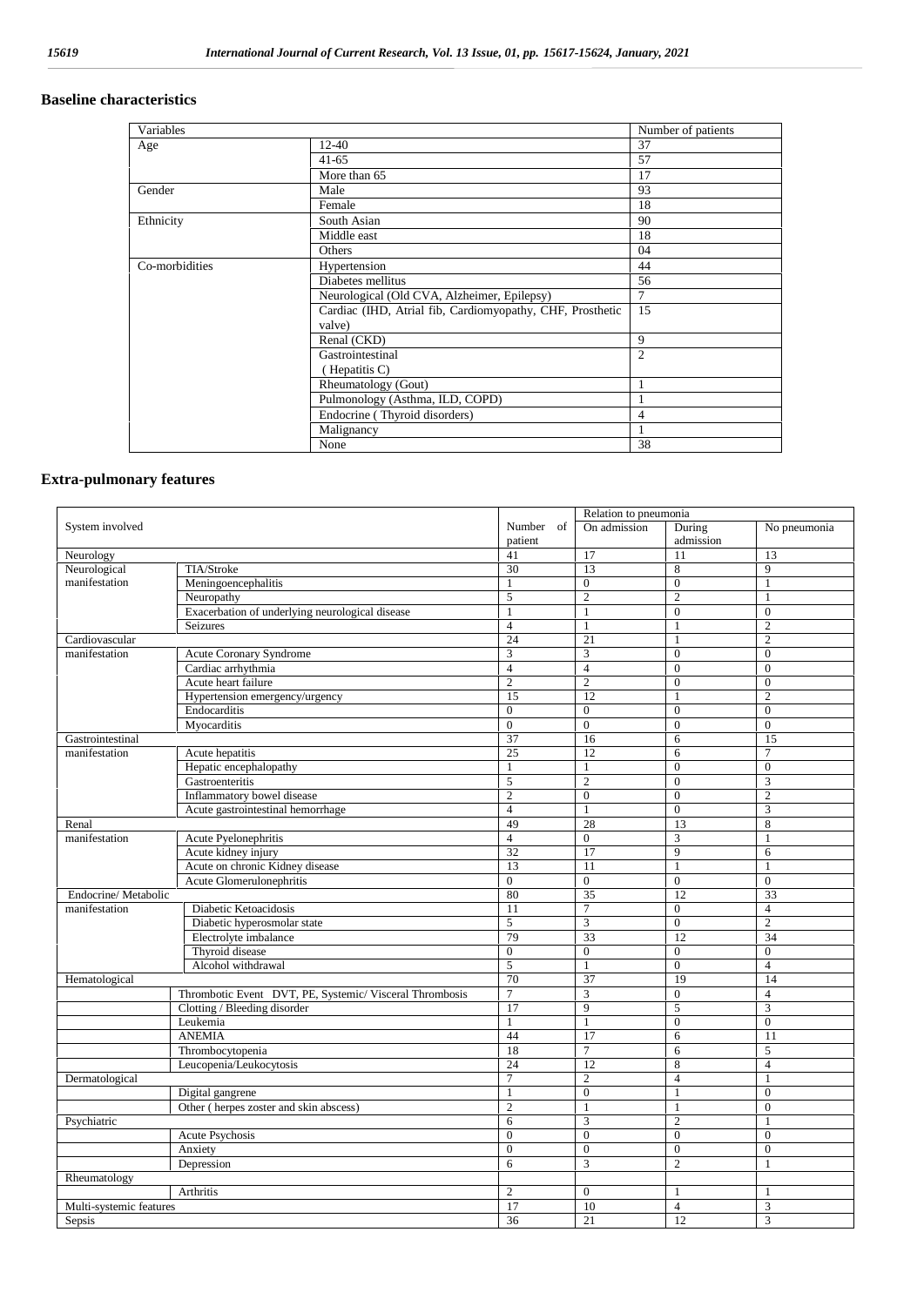## Baseline characteristics

| Variables | | Number of patients |
|---|---|---|
| Age | 12-40 | 37 |
| | 41-65 | 57 |
| | More than 65 | 17 |
| Gender | Male | 93 |
| | Female | 18 |
| Ethnicity | South Asian | 90 |
| | Middle east | 18 |
| | Others | 04 |
| Co-morbidities | Hypertension | 44 |
| | Diabetes mellitus | 56 |
| | Neurological (Old CVA, Alzheimer, Epilepsy) | 7 |
| | Cardiac (IHD, Atrial fib, Cardiomyopathy, CHF, Prosthetic valve) | 15 |
| | Renal (CKD) | 9 |
| | Gastrointestinal ( Hepatitis C) | 2 |
| | Rheumatology (Gout) | 1 |
| | Pulmonology (Asthma, ILD, COPD) | 1 |
| | Endocrine ( Thyroid disorders) | 4 |
| | Malignancy | 1 |
| | None | 38 |

## Extra-pulmonary features

| System involved | | Number of patient | Relation to pneumonia | | |
|---|---|---|---|---|---|
| | | | On admission | During admission | No pneumonia |
| Neurology | | 41 | 17 | 11 | 13 |
| Neurological manifestation | TIA/Stroke | 30 | 13 | 8 | 9 |
| | Meningoencephalitis | 1 | 0 | 0 | 1 |
| | Neuropathy | 5 | 2 | 2 | 1 |
| | Exacerbation of underlying neurological disease | 1 | 1 | 0 | 0 |
| | Seizures | 4 | 1 | 1 | 2 |
| Cardiovascular | | 24 | 21 | 1 | 2 |
| manifestation | Acute Coronary Syndrome | 3 | 3 | 0 | 0 |
| | Cardiac arrhythmia | 4 | 4 | 0 | 0 |
| | Acute heart failure | 2 | 2 | 0 | 0 |
| | Hypertension emergency/urgency | 15 | 12 | 1 | 2 |
| | Endocarditis | 0 | 0 | 0 | 0 |
| | Myocarditis | 0 | 0 | 0 | 0 |
| Gastrointestinal | | 37 | 16 | 6 | 15 |
| manifestation | Acute hepatitis | 25 | 12 | 6 | 7 |
| | Hepatic encephalopathy | 1 | 1 | 0 | 0 |
| | Gastroenteritis | 5 | 2 | 0 | 3 |
| | Inflammatory bowel disease | 2 | 0 | 0 | 2 |
| | Acute gastrointestinal hemorrhage | 4 | 1 | 0 | 3 |
| Renal | | 49 | 28 | 13 | 8 |
| manifestation | Acute Pyelonephritis | 4 | 0 | 3 | 1 |
| | Acute kidney injury | 32 | 17 | 9 | 6 |
| | Acute on chronic Kidney disease | 13 | 11 | 1 | 1 |
| | Acute Glomerulonephritis | 0 | 0 | 0 | 0 |
| Endocrine/ Metabolic | | 80 | 35 | 12 | 33 |
| manifestation | Diabetic Ketoacidosis | 11 | 7 | 0 | 4 |
| | Diabetic hyperosmolar state | 5 | 3 | 0 | 2 |
| | Electrolyte imbalance | 79 | 33 | 12 | 34 |
| | Thyroid disease | 0 | 0 | 0 | 0 |
| | Alcohol withdrawal | 5 | 1 | 0 | 4 |
| Hematological | | 70 | 37 | 19 | 14 |
| | Thrombotic Event DVT, PE, Systemic/ Visceral Thrombosis | 7 | 3 | 0 | 4 |
| | Clotting / Bleeding disorder | 17 | 9 | 5 | 3 |
| | Leukemia | 1 | 1 | 0 | 0 |
| | ANEMIA | 44 | 17 | 6 | 11 |
| | Thrombocytopenia | 18 | 7 | 6 | 5 |
| | Leucopenia/Leukocytosis | 24 | 12 | 8 | 4 |
| Dermatological | | 7 | 2 | 4 | 1 |
| | Digital gangrene | 1 | 0 | 1 | 0 |
| | Other ( herpes zoster and skin abscess) | 2 | 1 | 1 | 0 |
| Psychiatric | | 6 | 3 | 2 | 1 |
| | Acute Psychosis | 0 | 0 | 0 | 0 |
| | Anxiety | 0 | 0 | 0 | 0 |
| | Depression | 6 | 3 | 2 | 1 |
| Rheumatology | | | | | |
| | Arthritis | 2 | 0 | 1 | 1 |
| Multi-systemic features | | 17 | 10 | 4 | 3 |
| Sepsis | | 36 | 21 | 12 | 3 |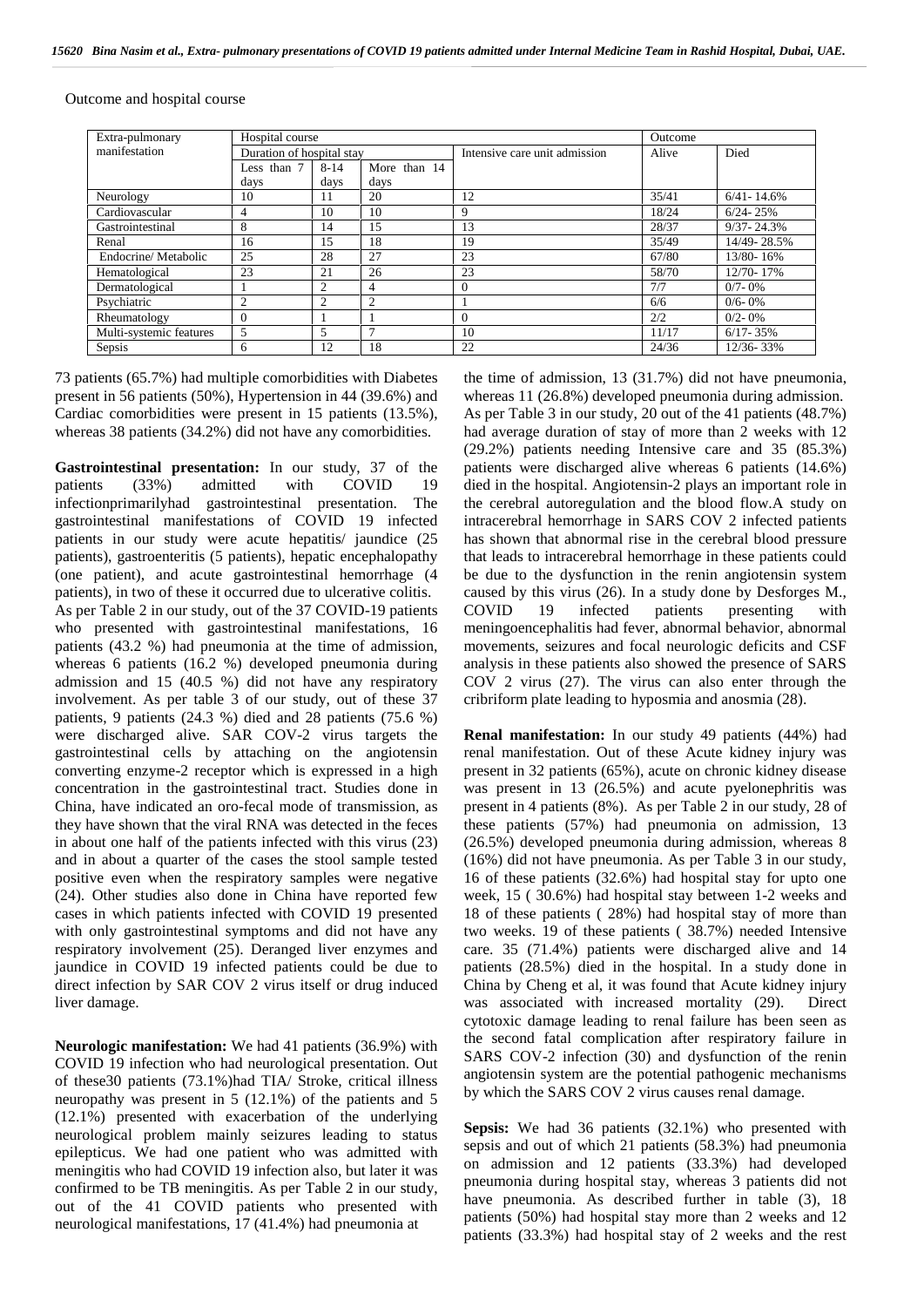Outcome and hospital course

| Extra-pulmonary manifestation | Hospital course | | | | Outcome | |
|---|---|---|---|---|---|---|
| | Duration of hospital stay | | | Intensive care unit admission | Alive | Died |
| | Less than 7 days | 8-14 days | More than 14 days | | | |
| Neurology | 10 | 11 | 20 | 12 | 35/41 | 6/41- 14.6% |
| Cardiovascular | 4 | 10 | 10 | 9 | 18/24 | 6/24- 25% |
| Gastrointestinal | 8 | 14 | 15 | 13 | 28/37 | 9/37- 24.3% |
| Renal | 16 | 15 | 18 | 19 | 35/49 | 14/49- 28.5% |
| Endocrine/ Metabolic | 25 | 28 | 27 | 23 | 67/80 | 13/80- 16% |
| Hematological | 23 | 21 | 26 | 23 | 58/70 | 12/70- 17% |
| Dermatological | 1 | 2 | 4 | 0 | 7/7 | 0/7- 0% |
| Psychiatric | 2 | 2 | 2 | 1 | 6/6 | 0/6- 0% |
| Rheumatology | 0 | 1 | 1 | 0 | 2/2 | 0/2- 0% |
| Multi-systemic features | 5 | 5 | 7 | 10 | 11/17 | 6/17- 35% |
| Sepsis | 6 | 12 | 18 | 22 | 24/36 | 12/36- 33% |

73 patients (65.7%) had multiple comorbidities with Diabetes present in 56 patients (50%), Hypertension in 44 (39.6%) and Cardiac comorbidities were present in 15 patients (13.5%), whereas 38 patients (34.2%) did not have any comorbidities.

**Gastrointestinal presentation:** In our study, 37 of the patients (33%) admitted with COVID 19 infectionprimarilyhad gastrointestinal presentation. The gastrointestinal manifestations of COVID 19 infected patients in our study were acute hepatitis/ jaundice (25 patients), gastroenteritis (5 patients), hepatic encephalopathy (one patient), and acute gastrointestinal hemorrhage (4 patients), in two of these it occurred due to ulcerative colitis. As per Table 2 in our study, out of the 37 COVID-19 patients who presented with gastrointestinal manifestations, 16 patients (43.2 %) had pneumonia at the time of admission, whereas 6 patients (16.2 %) developed pneumonia during admission and 15 (40.5 %) did not have any respiratory involvement. As per table 3 of our study, out of these 37 patients, 9 patients (24.3 %) died and 28 patients (75.6 %) were discharged alive. SAR COV-2 virus targets the gastrointestinal cells by attaching on the angiotensin converting enzyme-2 receptor which is expressed in a high concentration in the gastrointestinal tract. Studies done in China, have indicated an oro-fecal mode of transmission, as they have shown that the viral RNA was detected in the feces in about one half of the patients infected with this virus (23) and in about a quarter of the cases the stool sample tested positive even when the respiratory samples were negative (24). Other studies also done in China have reported few cases in which patients infected with COVID 19 presented with only gastrointestinal symptoms and did not have any respiratory involvement (25). Deranged liver enzymes and jaundice in COVID 19 infected patients could be due to direct infection by SAR COV 2 virus itself or drug induced liver damage.

**Neurologic manifestation:** We had 41 patients (36.9%) with COVID 19 infection who had neurological presentation. Out of these30 patients (73.1%)had TIA/ Stroke, critical illness neuropathy was present in 5 (12.1%) of the patients and 5 (12.1%) presented with exacerbation of the underlying neurological problem mainly seizures leading to status epilepticus. We had one patient who was admitted with meningitis who had COVID 19 infection also, but later it was confirmed to be TB meningitis. As per Table 2 in our study, out of the 41 COVID patients who presented with neurological manifestations, 17 (41.4%) had pneumonia at the time of admission, 13 (31.7%) did not have pneumonia, whereas 11 (26.8%) developed pneumonia during admission. As per Table 3 in our study, 20 out of the 41 patients (48.7%) had average duration of stay of more than 2 weeks with 12 (29.2%) patients needing Intensive care and 35 (85.3%) patients were discharged alive whereas 6 patients (14.6%) died in the hospital. Angiotensin-2 plays an important role in the cerebral autoregulation and the blood flow.A study on intracerebral hemorrhage in SARS COV 2 infected patients has shown that abnormal rise in the cerebral blood pressure that leads to intracerebral hemorrhage in these patients could be due to the dysfunction in the renin angiotensin system caused by this virus (26). In a study done by Desforges M., COVID 19 infected patients presenting with meningoencephalitis had fever, abnormal behavior, abnormal movements, seizures and focal neurologic deficits and CSF analysis in these patients also showed the presence of SARS COV 2 virus (27). The virus can also enter through the cribriform plate leading to hyposmia and anosmia (28).

**Renal manifestation:** In our study 49 patients (44%) had renal manifestation. Out of these Acute kidney injury was present in 32 patients (65%), acute on chronic kidney disease was present in 13 (26.5%) and acute pyelonephritis was present in 4 patients (8%). As per Table 2 in our study, 28 of these patients (57%) had pneumonia on admission, 13 (26.5%) developed pneumonia during admission, whereas 8 (16%) did not have pneumonia. As per Table 3 in our study, 16 of these patients (32.6%) had hospital stay for upto one week, 15 ( 30.6%) had hospital stay between 1-2 weeks and 18 of these patients ( 28%) had hospital stay of more than two weeks. 19 of these patients ( 38.7%) needed Intensive care. 35 (71.4%) patients were discharged alive and 14 patients (28.5%) died in the hospital. In a study done in China by Cheng et al, it was found that Acute kidney injury was associated with increased mortality (29). Direct cytotoxic damage leading to renal failure has been seen as the second fatal complication after respiratory failure in SARS COV-2 infection (30) and dysfunction of the renin angiotensin system are the potential pathogenic mechanisms by which the SARS COV 2 virus causes renal damage.

**Sepsis:** We had 36 patients (32.1%) who presented with sepsis and out of which 21 patients (58.3%) had pneumonia on admission and 12 patients (33.3%) had developed pneumonia during hospital stay, whereas 3 patients did not have pneumonia. As described further in table (3), 18 patients (50%) had hospital stay more than 2 weeks and 12 patients (33.3%) had hospital stay of 2 weeks and the rest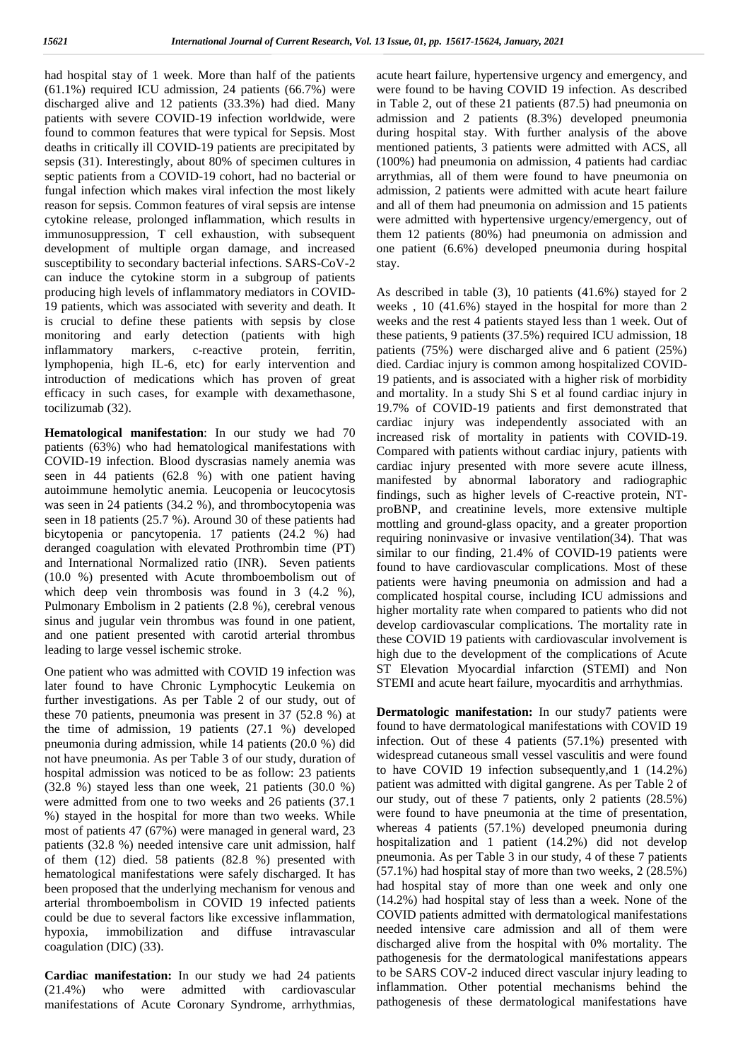had hospital stay of 1 week. More than half of the patients (61.1%) required ICU admission, 24 patients (66.7%) were discharged alive and 12 patients (33.3%) had died. Many patients with severe COVID-19 infection worldwide, were found to common features that were typical for Sepsis. Most deaths in critically ill COVID-19 patients are precipitated by sepsis (31). Interestingly, about 80% of specimen cultures in septic patients from a COVID-19 cohort, had no bacterial or fungal infection which makes viral infection the most likely reason for sepsis. Common features of viral sepsis are intense cytokine release, prolonged inflammation, which results in immunosuppression, T cell exhaustion, with subsequent development of multiple organ damage, and increased susceptibility to secondary bacterial infections. SARS-CoV-2 can induce the cytokine storm in a subgroup of patients producing high levels of inflammatory mediators in COVID-19 patients, which was associated with severity and death. It is crucial to define these patients with sepsis by close monitoring and early detection (patients with high inflammatory markers, c-reactive protein, ferritin, lymphopenia, high IL-6, etc) for early intervention and introduction of medications which has proven of great efficacy in such cases, for example with dexamethasone, tocilizumab (32).

**Hematological manifestation**: In our study we had 70 patients (63%) who had hematological manifestations with COVID-19 infection. Blood dyscrasias namely anemia was seen in 44 patients (62.8 %) with one patient having autoimmune hemolytic anemia. Leucopenia or leucocytosis was seen in 24 patients (34.2 %), and thrombocytopenia was seen in 18 patients (25.7 %). Around 30 of these patients had bicytopenia or pancytopenia. 17 patients (24.2 %) had deranged coagulation with elevated Prothrombin time (PT) and International Normalized ratio (INR). Seven patients (10.0 %) presented with Acute thromboembolism out of which deep vein thrombosis was found in 3 (4.2 %), Pulmonary Embolism in 2 patients (2.8 %), cerebral venous sinus and jugular vein thrombus was found in one patient, and one patient presented with carotid arterial thrombus leading to large vessel ischemic stroke.

One patient who was admitted with COVID 19 infection was later found to have Chronic Lymphocytic Leukemia on further investigations. As per Table 2 of our study, out of these 70 patients, pneumonia was present in 37 (52.8 %) at the time of admission, 19 patients (27.1 %) developed pneumonia during admission, while 14 patients (20.0 %) did not have pneumonia. As per Table 3 of our study, duration of hospital admission was noticed to be as follow: 23 patients (32.8 %) stayed less than one week, 21 patients (30.0 %) were admitted from one to two weeks and 26 patients (37.1 %) stayed in the hospital for more than two weeks. While most of patients 47 (67%) were managed in general ward, 23 patients (32.8 %) needed intensive care unit admission, half of them (12) died. 58 patients (82.8 %) presented with hematological manifestations were safely discharged. It has been proposed that the underlying mechanism for venous and arterial thromboembolism in COVID 19 infected patients could be due to several factors like excessive inflammation, hypoxia, immobilization and diffuse intravascular coagulation (DIC) (33).

**Cardiac manifestation:** In our study we had 24 patients (21.4%) who were admitted with cardiovascular manifestations of Acute Coronary Syndrome, arrhythmias, acute heart failure, hypertensive urgency and emergency, and were found to be having COVID 19 infection. As described in Table 2, out of these 21 patients (87.5) had pneumonia on admission and 2 patients (8.3%) developed pneumonia during hospital stay. With further analysis of the above mentioned patients, 3 patients were admitted with ACS, all (100%) had pneumonia on admission, 4 patients had cardiac arrythmias, all of them were found to have pneumonia on admission, 2 patients were admitted with acute heart failure and all of them had pneumonia on admission and 15 patients were admitted with hypertensive urgency/emergency, out of them 12 patients (80%) had pneumonia on admission and one patient (6.6%) developed pneumonia during hospital stay.

As described in table (3), 10 patients (41.6%) stayed for 2 weeks , 10 (41.6%) stayed in the hospital for more than 2 weeks and the rest 4 patients stayed less than 1 week. Out of these patients, 9 patients (37.5%) required ICU admission, 18 patients (75%) were discharged alive and 6 patient (25%) died. Cardiac injury is common among hospitalized COVID-19 patients, and is associated with a higher risk of morbidity and mortality. In a study Shi S et al found cardiac injury in 19.7% of COVID-19 patients and first demonstrated that cardiac injury was independently associated with an increased risk of mortality in patients with COVID-19. Compared with patients without cardiac injury, patients with cardiac injury presented with more severe acute illness, manifested by abnormal laboratory and radiographic findings, such as higher levels of C-reactive protein, NT-proBNP, and creatinine levels, more extensive multiple mottling and ground-glass opacity, and a greater proportion requiring noninvasive or invasive ventilation(34). That was similar to our finding, 21.4% of COVID-19 patients were found to have cardiovascular complications. Most of these patients were having pneumonia on admission and had a complicated hospital course, including ICU admissions and higher mortality rate when compared to patients who did not develop cardiovascular complications. The mortality rate in these COVID 19 patients with cardiovascular involvement is high due to the development of the complications of Acute ST Elevation Myocardial infarction (STEMI) and Non STEMI and acute heart failure, myocarditis and arrhythmias.

**Dermatologic manifestation:** In our study7 patients were found to have dermatological manifestations with COVID 19 infection. Out of these 4 patients (57.1%) presented with widespread cutaneous small vessel vasculitis and were found to have COVID 19 infection subsequently,and 1 (14.2%) patient was admitted with digital gangrene. As per Table 2 of our study, out of these 7 patients, only 2 patients (28.5%) were found to have pneumonia at the time of presentation, whereas 4 patients (57.1%) developed pneumonia during hospitalization and 1 patient (14.2%) did not develop pneumonia. As per Table 3 in our study, 4 of these 7 patients (57.1%) had hospital stay of more than two weeks, 2 (28.5%) had hospital stay of more than one week and only one (14.2%) had hospital stay of less than a week. None of the COVID patients admitted with dermatological manifestations needed intensive care admission and all of them were discharged alive from the hospital with 0% mortality. The pathogenesis for the dermatological manifestations appears to be SARS COV-2 induced direct vascular injury leading to inflammation. Other potential mechanisms behind the pathogenesis of these dermatological manifestations have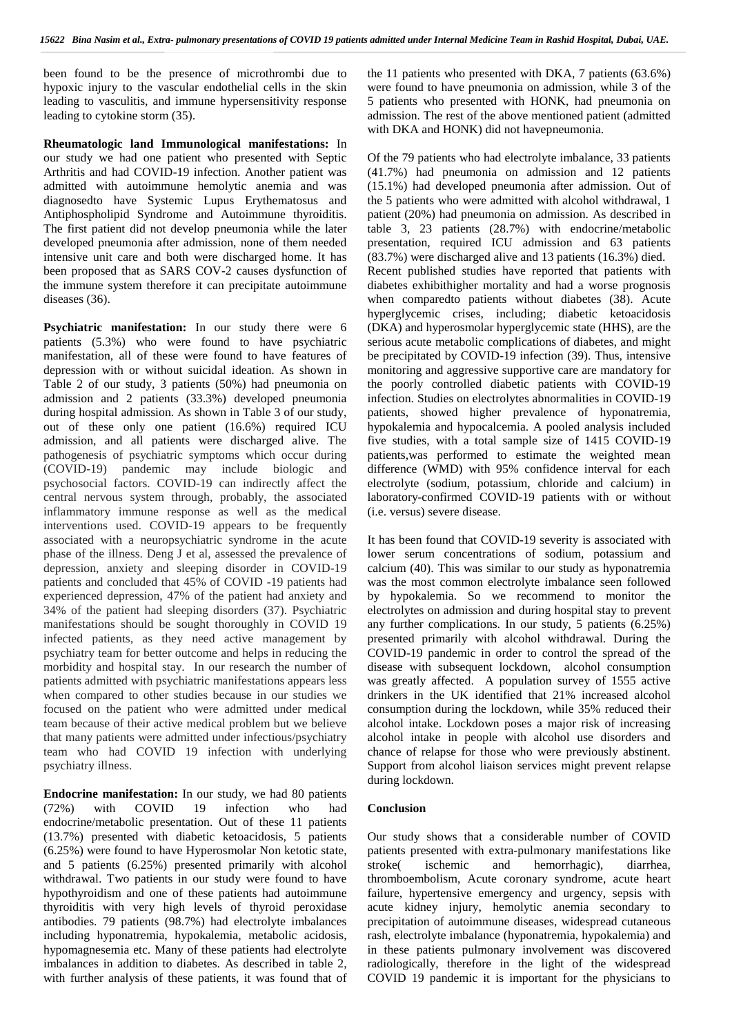been found to be the presence of microthrombi due to hypoxic injury to the vascular endothelial cells in the skin leading to vasculitis, and immune hypersensitivity response leading to cytokine storm (35).

**Rheumatologic land Immunological manifestations:** In our study we had one patient who presented with Septic Arthritis and had COVID-19 infection. Another patient was admitted with autoimmune hemolytic anemia and was diagnosedto have Systemic Lupus Erythematosus and Antiphospholipid Syndrome and Autoimmune thyroiditis. The first patient did not develop pneumonia while the later developed pneumonia after admission, none of them needed intensive unit care and both were discharged home. It has been proposed that as SARS COV-2 causes dysfunction of the immune system therefore it can precipitate autoimmune diseases (36).

**Psychiatric manifestation:** In our study there were 6 patients (5.3%) who were found to have psychiatric manifestation, all of these were found to have features of depression with or without suicidal ideation. As shown in Table 2 of our study, 3 patients (50%) had pneumonia on admission and 2 patients (33.3%) developed pneumonia during hospital admission. As shown in Table 3 of our study, out of these only one patient (16.6%) required ICU admission, and all patients were discharged alive. The pathogenesis of psychiatric symptoms which occur during (COVID-19) pandemic may include biologic and psychosocial factors. COVID-19 can indirectly affect the central nervous system through, probably, the associated inflammatory immune response as well as the medical interventions used. COVID-19 appears to be frequently associated with a neuropsychiatric syndrome in the acute phase of the illness. Deng J et al, assessed the prevalence of depression, anxiety and sleeping disorder in COVID-19 patients and concluded that 45% of COVID -19 patients had experienced depression, 47% of the patient had anxiety and 34% of the patient had sleeping disorders (37). Psychiatric manifestations should be sought thoroughly in COVID 19 infected patients, as they need active management by psychiatry team for better outcome and helps in reducing the morbidity and hospital stay. In our research the number of patients admitted with psychiatric manifestations appears less when compared to other studies because in our studies we focused on the patient who were admitted under medical team because of their active medical problem but we believe that many patients were admitted under infectious/psychiatry team who had COVID 19 infection with underlying psychiatry illness.

**Endocrine manifestation:** In our study, we had 80 patients (72%) with COVID 19 infection who had endocrine/metabolic presentation. Out of these 11 patients (13.7%) presented with diabetic ketoacidosis, 5 patients (6.25%) were found to have Hyperosmolar Non ketotic state, and 5 patients (6.25%) presented primarily with alcohol withdrawal. Two patients in our study were found to have hypothyroidism and one of these patients had autoimmune thyroiditis with very high levels of thyroid peroxidase antibodies. 79 patients (98.7%) had electrolyte imbalances including hyponatremia, hypokalemia, metabolic acidosis, hypomagnesemia etc. Many of these patients had electrolyte imbalances in addition to diabetes. As described in table 2, with further analysis of these patients, it was found that of the 11 patients who presented with DKA, 7 patients (63.6%) were found to have pneumonia on admission, while 3 of the 5 patients who presented with HONK, had pneumonia on admission. The rest of the above mentioned patient (admitted with DKA and HONK) did not havepneumonia.

Of the 79 patients who had electrolyte imbalance, 33 patients (41.7%) had pneumonia on admission and 12 patients (15.1%) had developed pneumonia after admission. Out of the 5 patients who were admitted with alcohol withdrawal, 1 patient (20%) had pneumonia on admission. As described in table 3, 23 patients (28.7%) with endocrine/metabolic presentation, required ICU admission and 63 patients (83.7%) were discharged alive and 13 patients (16.3%) died. Recent published studies have reported that patients with diabetes exhibithigher mortality and had a worse prognosis when comparedto patients without diabetes (38). Acute hyperglycemic crises, including; diabetic ketoacidosis (DKA) and hyperosmolar hyperglycemic state (HHS), are the serious acute metabolic complications of diabetes, and might be precipitated by COVID-19 infection (39). Thus, intensive monitoring and aggressive supportive care are mandatory for the poorly controlled diabetic patients with COVID-19 infection. Studies on electrolytes abnormalities in COVID-19 patients, showed higher prevalence of hyponatremia, hypokalemia and hypocalcemia. A pooled analysis included five studies, with a total sample size of 1415 COVID-19 patients,was performed to estimate the weighted mean difference (WMD) with 95% confidence interval for each electrolyte (sodium, potassium, chloride and calcium) in laboratory-confirmed COVID-19 patients with or without (i.e. versus) severe disease.

It has been found that COVID-19 severity is associated with lower serum concentrations of sodium, potassium and calcium (40). This was similar to our study as hyponatremia was the most common electrolyte imbalance seen followed by hypokalemia. So we recommend to monitor the electrolytes on admission and during hospital stay to prevent any further complications. In our study, 5 patients (6.25%) presented primarily with alcohol withdrawal. During the COVID-19 pandemic in order to control the spread of the disease with subsequent lockdown, alcohol consumption was greatly affected. A population survey of 1555 active drinkers in the UK identified that 21% increased alcohol consumption during the lockdown, while 35% reduced their alcohol intake. Lockdown poses a major risk of increasing alcohol intake in people with alcohol use disorders and chance of relapse for those who were previously abstinent. Support from alcohol liaison services might prevent relapse during lockdown.

## Conclusion

Our study shows that a considerable number of COVID patients presented with extra-pulmonary manifestations like stroke( ischemic and hemorrhagic), diarrhea, thromboembolism, Acute coronary syndrome, acute heart failure, hypertensive emergency and urgency, sepsis with acute kidney injury, hemolytic anemia secondary to precipitation of autoimmune diseases, widespread cutaneous rash, electrolyte imbalance (hyponatremia, hypokalemia) and in these patients pulmonary involvement was discovered radiologically, therefore in the light of the widespread COVID 19 pandemic it is important for the physicians to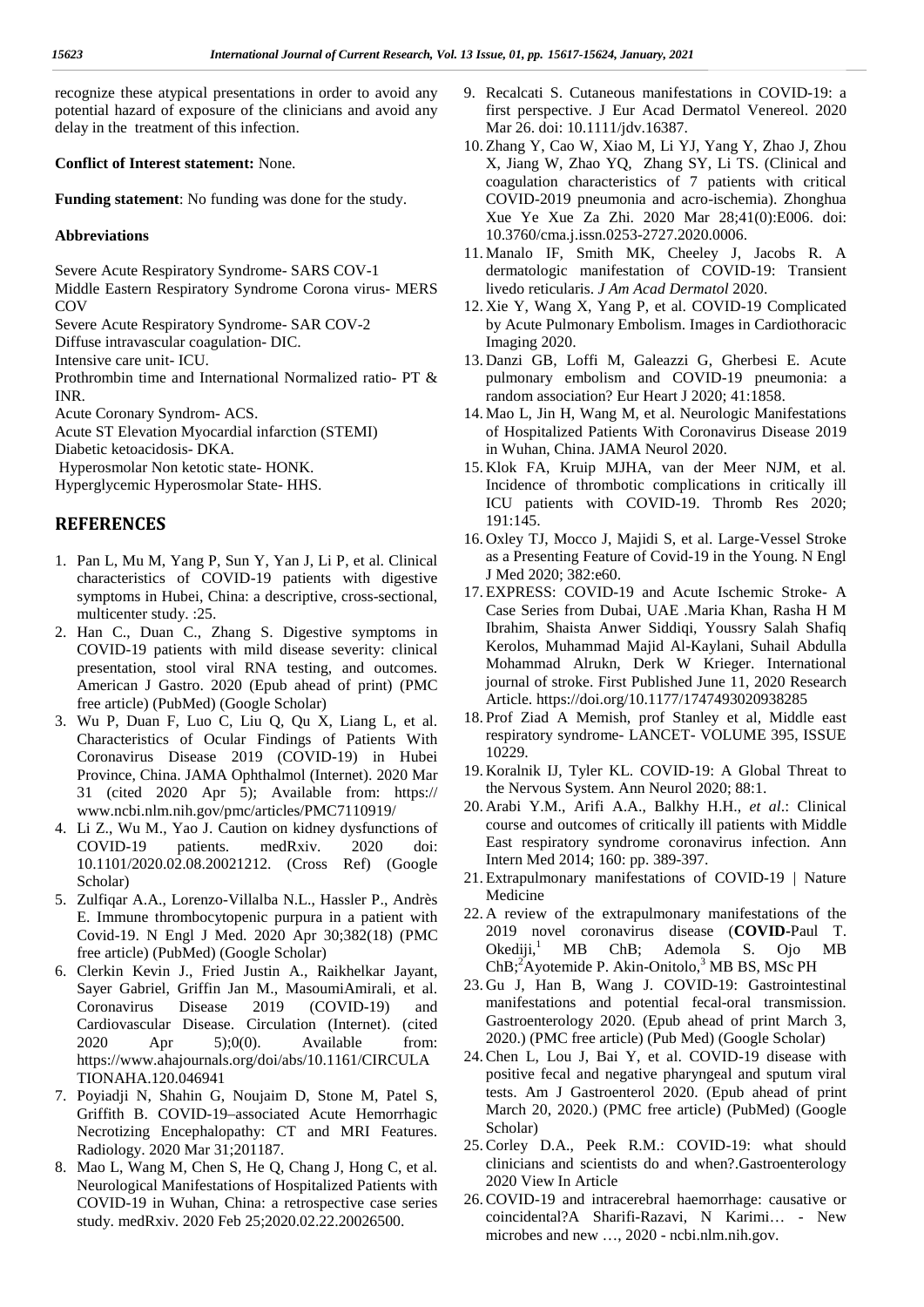recognize these atypical presentations in order to avoid any potential hazard of exposure of the clinicians and avoid any delay in the treatment of this infection.

**Conflict of Interest statement:** None.

**Funding statement**: No funding was done for the study.

**Abbreviations**

Severe Acute Respiratory Syndrome- SARS COV-1
Middle Eastern Respiratory Syndrome Corona virus- MERS COV
Severe Acute Respiratory Syndrome- SAR COV-2
Diffuse intravascular coagulation- DIC.
Intensive care unit- ICU.
Prothrombin time and International Normalized ratio- PT & INR.
Acute Coronary Syndrom- ACS.
Acute ST Elevation Myocardial infarction (STEMI)
Diabetic ketoacidosis- DKA.
Hyperosmolar Non ketotic state- HONK.
Hyperglycemic Hyperosmolar State- HHS.

## REFERENCES

1. Pan L, Mu M, Yang P, Sun Y, Yan J, Li P, et al. Clinical characteristics of COVID-19 patients with digestive symptoms in Hubei, China: a descriptive, cross-sectional, multicenter study. :25.
2. Han C., Duan C., Zhang S. Digestive symptoms in COVID-19 patients with mild disease severity: clinical presentation, stool viral RNA testing, and outcomes. American J Gastro. 2020 (Epub ahead of print) (PMC free article) (PubMed) (Google Scholar)
3. Wu P, Duan F, Luo C, Liu Q, Qu X, Liang L, et al. Characteristics of Ocular Findings of Patients With Coronavirus Disease 2019 (COVID-19) in Hubei Province, China. JAMA Ophthalmol (Internet). 2020 Mar 31 (cited 2020 Apr 5); Available from: https:// www.ncbi.nlm.nih.gov/pmc/articles/PMC7110919/
4. Li Z., Wu M., Yao J. Caution on kidney dysfunctions of COVID-19 patients. medRxiv. 2020 doi: 10.1101/2020.02.08.20021212. (Cross Ref) (Google Scholar)
5. Zulfiqar A.A., Lorenzo-Villalba N.L., Hassler P., Andrès E. Immune thrombocytopenic purpura in a patient with Covid-19. N Engl J Med. 2020 Apr 30;382(18) (PMC free article) (PubMed) (Google Scholar)
6. Clerkin Kevin J., Fried Justin A., Raikhelkar Jayant, Sayer Gabriel, Griffin Jan M., MasoumiAmirali, et al. Coronavirus Disease 2019 (COVID-19) and Cardiovascular Disease. Circulation (Internet). (cited 2020 Apr 5);0(0). Available from: https://www.ahajournals.org/doi/abs/10.1161/CIRCULATIONAHA.120.046941
7. Poyiadji N, Shahin G, Noujaim D, Stone M, Patel S, Griffith B. COVID-19–associated Acute Hemorrhagic Necrotizing Encephalopathy: CT and MRI Features. Radiology. 2020 Mar 31;201187.
8. Mao L, Wang M, Chen S, He Q, Chang J, Hong C, et al. Neurological Manifestations of Hospitalized Patients with COVID-19 in Wuhan, China: a retrospective case series study. medRxiv. 2020 Feb 25;2020.02.22.20026500.
9. Recalcati S. Cutaneous manifestations in COVID-19: a first perspective. J Eur Acad Dermatol Venereol. 2020 Mar 26. doi: 10.1111/jdv.16387.
10. Zhang Y, Cao W, Xiao M, Li YJ, Yang Y, Zhao J, Zhou X, Jiang W, Zhao YQ, Zhang SY, Li TS. (Clinical and coagulation characteristics of 7 patients with critical COVID-2019 pneumonia and acro-ischemia). Zhonghua Xue Ye Xue Za Zhi. 2020 Mar 28;41(0):E006. doi: 10.3760/cma.j.issn.0253-2727.2020.0006.
11. Manalo IF, Smith MK, Cheeley J, Jacobs R. A dermatologic manifestation of COVID-19: Transient livedo reticularis. *J Am Acad Dermatol* 2020.
12. Xie Y, Wang X, Yang P, et al. COVID-19 Complicated by Acute Pulmonary Embolism. Images in Cardiothoracic Imaging 2020.
13. Danzi GB, Loffi M, Galeazzi G, Gherbesi E. Acute pulmonary embolism and COVID-19 pneumonia: a random association? Eur Heart J 2020; 41:1858.
14. Mao L, Jin H, Wang M, et al. Neurologic Manifestations of Hospitalized Patients With Coronavirus Disease 2019 in Wuhan, China. JAMA Neurol 2020.
15. Klok FA, Kruip MJHA, van der Meer NJM, et al. Incidence of thrombotic complications in critically ill ICU patients with COVID-19. Thromb Res 2020; 191:145.
16. Oxley TJ, Mocco J, Majidi S, et al. Large-Vessel Stroke as a Presenting Feature of Covid-19 in the Young. N Engl J Med 2020; 382:e60.
17. EXPRESS: COVID-19 and Acute Ischemic Stroke- A Case Series from Dubai, UAE .Maria Khan, Rasha H M Ibrahim, Shaista Anwer Siddiqi, Youssry Salah Shafiq Kerolos, Muhammad Majid Al-Kaylani, Suhail Abdulla Mohammad Alrukn, Derk W Krieger. International journal of stroke. First Published June 11, 2020 Research Article. https://doi.org/10.1177/1747493020938285
18. Prof Ziad A Memish, prof Stanley et al, Middle east respiratory syndrome- LANCET- VOLUME 395, ISSUE 10229.
19. Koralnik IJ, Tyler KL. COVID-19: A Global Threat to the Nervous System. Ann Neurol 2020; 88:1.
20. Arabi Y.M., Arifi A.A., Balkhy H.H., *et al*.: Clinical course and outcomes of critically ill patients with Middle East respiratory syndrome coronavirus infection. Ann Intern Med 2014; 160: pp. 389-397.
21. Extrapulmonary manifestations of COVID-19 | Nature Medicine
22. A review of the extrapulmonary manifestations of the 2019 novel coronavirus disease (**COVID**-Paul T. Okediji,[1] MB ChB; Ademola S. Ojo MB ChB;[2]Ayotemide P. Akin-Onitolo,[3] MB BS, MSc PH
23. Gu J, Han B, Wang J. COVID-19: Gastrointestinal manifestations and potential fecal-oral transmission. Gastroenterology 2020. (Epub ahead of print March 3, 2020.) (PMC free article) (Pub Med) (Google Scholar)
24. Chen L, Lou J, Bai Y, et al. COVID-19 disease with positive fecal and negative pharyngeal and sputum viral tests. Am J Gastroenterol 2020. (Epub ahead of print March 20, 2020.) (PMC free article) (PubMed) (Google Scholar)
25. Corley D.A., Peek R.M.: COVID-19: what should clinicians and scientists do and when?.Gastroenterology 2020 View In Article
26. COVID-19 and intracerebral haemorrhage: causative or coincidental?A Sharifi-Razavi, N Karimi… - New microbes and new …, 2020 - ncbi.nlm.nih.gov.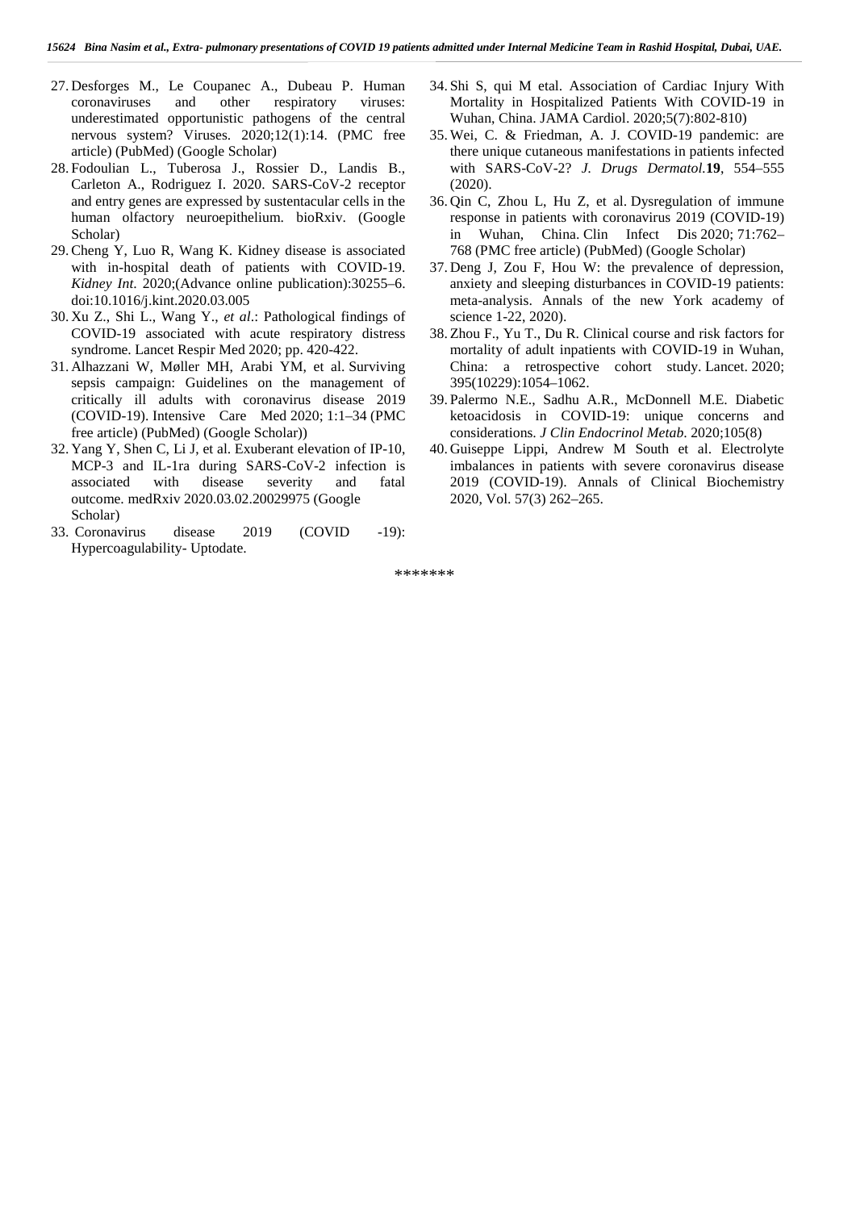27. Desforges M., Le Coupanec A., Dubeau P. Human coronaviruses and other respiratory viruses: underestimated opportunistic pathogens of the central nervous system? Viruses. 2020;12(1):14. (PMC free article) (PubMed) (Google Scholar)
28. Fodoulian L., Tuberosa J., Rossier D., Landis B., Carleton A., Rodriguez I. 2020. SARS-CoV-2 receptor and entry genes are expressed by sustentacular cells in the human olfactory neuroepithelium. bioRxiv. (Google Scholar)
29. Cheng Y, Luo R, Wang K. Kidney disease is associated with in-hospital death of patients with COVID-19. *Kidney Int.* 2020;(Advance online publication):30255–6. doi:10.1016/j.kint.2020.03.005
30. Xu Z., Shi L., Wang Y., *et al*.: Pathological findings of COVID-19 associated with acute respiratory distress syndrome. Lancet Respir Med 2020; pp. 420-422.
31. Alhazzani W, Møller MH, Arabi YM, et al. Surviving sepsis campaign: Guidelines on the management of critically ill adults with coronavirus disease 2019 (COVID-19). Intensive Care Med 2020; 1:1–34 (PMC free article) (PubMed) (Google Scholar))
32. Yang Y, Shen C, Li J, et al. Exuberant elevation of IP-10, MCP-3 and IL-1ra during SARS-CoV-2 infection is associated with disease severity and fatal outcome. medRxiv 2020.03.02.20029975 (Google Scholar)
33. Coronavirus disease 2019 (COVID -19): Hypercoagulability- Uptodate.
34. Shi S, qui M etal. Association of Cardiac Injury With Mortality in Hospitalized Patients With COVID-19 in Wuhan, China. JAMA Cardiol. 2020;5(7):802-810)
35. Wei, C. & Friedman, A. J. COVID-19 pandemic: are there unique cutaneous manifestations in patients infected with SARS-CoV-2? *J. Drugs Dermatol.***19**, 554–555 (2020).
36. Qin C, Zhou L, Hu Z, et al. Dysregulation of immune response in patients with coronavirus 2019 (COVID-19) in Wuhan, China. Clin Infect Dis 2020; 71:762–768 (PMC free article) (PubMed) (Google Scholar)
37. Deng J, Zou F, Hou W: the prevalence of depression, anxiety and sleeping disturbances in COVID-19 patients: meta-analysis. Annals of the new York academy of science 1-22, 2020).
38. Zhou F., Yu T., Du R. Clinical course and risk factors for mortality of adult inpatients with COVID-19 in Wuhan, China: a retrospective cohort study. Lancet. 2020; 395(10229):1054–1062.
39. Palermo N.E., Sadhu A.R., McDonnell M.E. Diabetic ketoacidosis in COVID-19: unique concerns and considerations. *J Clin Endocrinol Metab*. 2020;105(8)
40. Guiseppe Lippi, Andrew M South et al. Electrolyte imbalances in patients with severe coronavirus disease 2019 (COVID-19). Annals of Clinical Biochemistry 2020, Vol. 57(3) 262–265.

*******